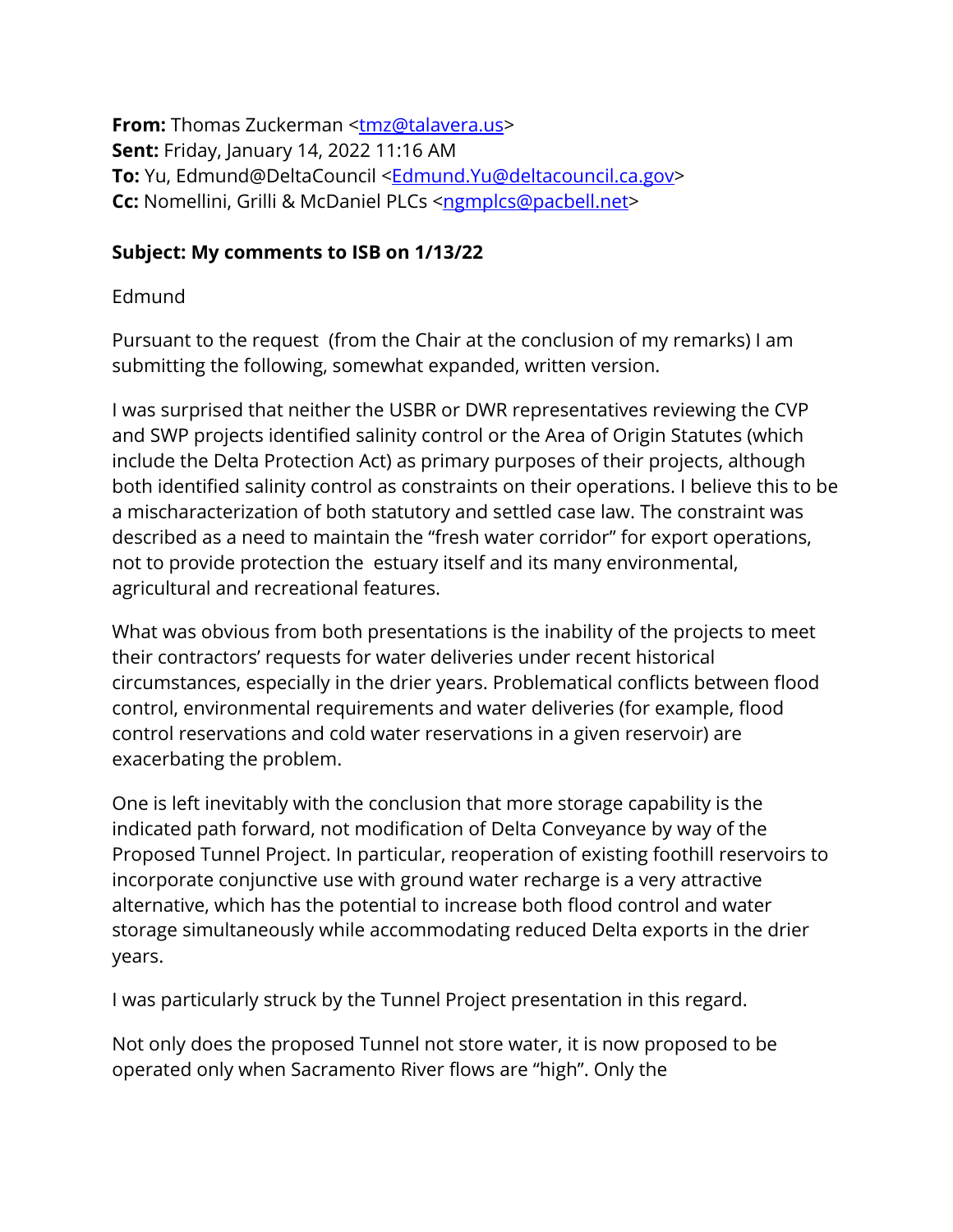**From:** Thomas Zuckerman <tmz@talavera.us>
**Sent:** Friday, January 14, 2022 11:16 AM
**To:** Yu, Edmund@DeltaCouncil <Edmund.Yu@deltacouncil.ca.gov>
**Cc:** Nomellini, Grilli & McDaniel PLCs <ngmplcs@pacbell.net>

**Subject: My comments to ISB on 1/13/22**

Edmund

Pursuant to the request (from the Chair at the conclusion of my remarks) I am submitting the following, somewhat expanded, written version.

I was surprised that neither the USBR or DWR representatives reviewing the CVP and SWP projects identified salinity control or the Area of Origin Statutes (which include the Delta Protection Act) as primary purposes of their projects, although both identified salinity control as constraints on their operations. I believe this to be a mischaracterization of both statutory and settled case law. The constraint was described as a need to maintain the "fresh water corridor" for export operations, not to provide protection the estuary itself and its many environmental, agricultural and recreational features.

What was obvious from both presentations is the inability of the projects to meet their contractors' requests for water deliveries under recent historical circumstances, especially in the drier years. Problematical conflicts between flood control, environmental requirements and water deliveries (for example, flood control reservations and cold water reservations in a given reservoir) are exacerbating the problem.

One is left inevitably with the conclusion that more storage capability is the indicated path forward, not modification of Delta Conveyance by way of the Proposed Tunnel Project. In particular, reoperation of existing foothill reservoirs to incorporate conjunctive use with ground water recharge is a very attractive alternative, which has the potential to increase both flood control and water storage simultaneously while accommodating reduced Delta exports in the drier years.

I was particularly struck by the Tunnel Project presentation in this regard.

Not only does the proposed Tunnel not store water, it is now proposed to be operated only when Sacramento River flows are "high". Only the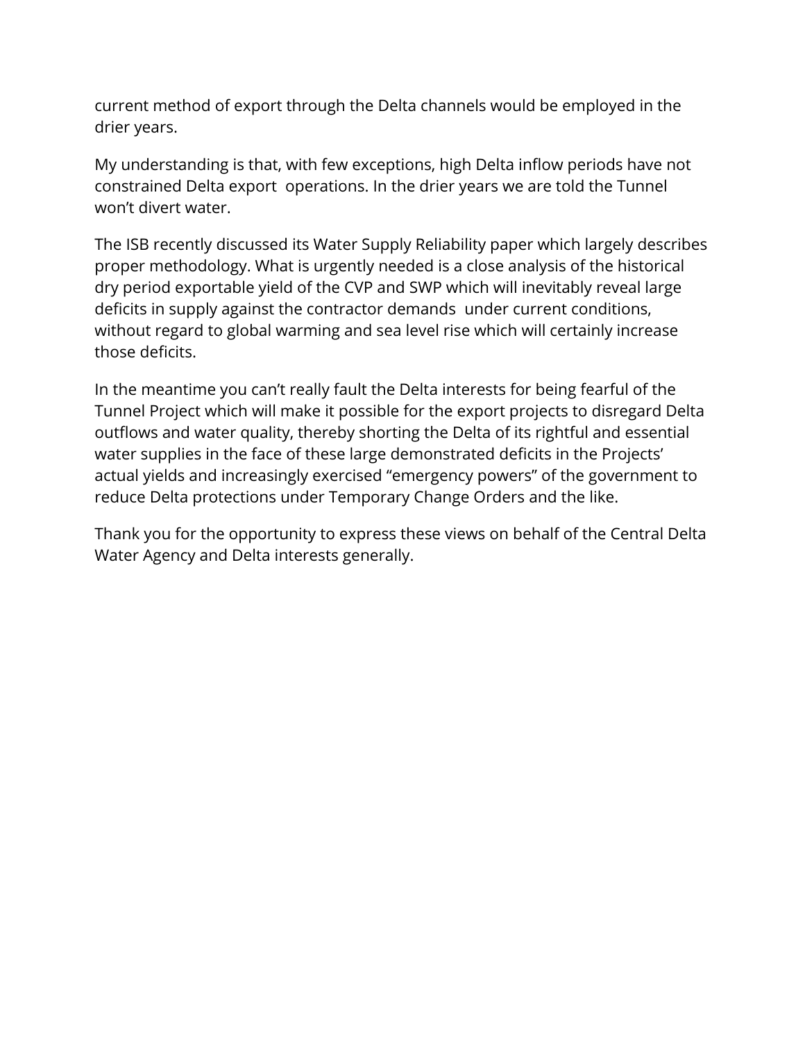current method of export through the Delta channels would be employed in the drier years.

My understanding is that, with few exceptions, high Delta inflow periods have not constrained Delta export operations. In the drier years we are told the Tunnel won't divert water.

The ISB recently discussed its Water Supply Reliability paper which largely describes proper methodology. What is urgently needed is a close analysis of the historical dry period exportable yield of the CVP and SWP which will inevitably reveal large deficits in supply against the contractor demands under current conditions, without regard to global warming and sea level rise which will certainly increase those deficits.

In the meantime you can't really fault the Delta interests for being fearful of the Tunnel Project which will make it possible for the export projects to disregard Delta outflows and water quality, thereby shorting the Delta of its rightful and essential water supplies in the face of these large demonstrated deficits in the Projects' actual yields and increasingly exercised "emergency powers" of the government to reduce Delta protections under Temporary Change Orders and the like.

Thank you for the opportunity to express these views on behalf of the Central Delta Water Agency and Delta interests generally.